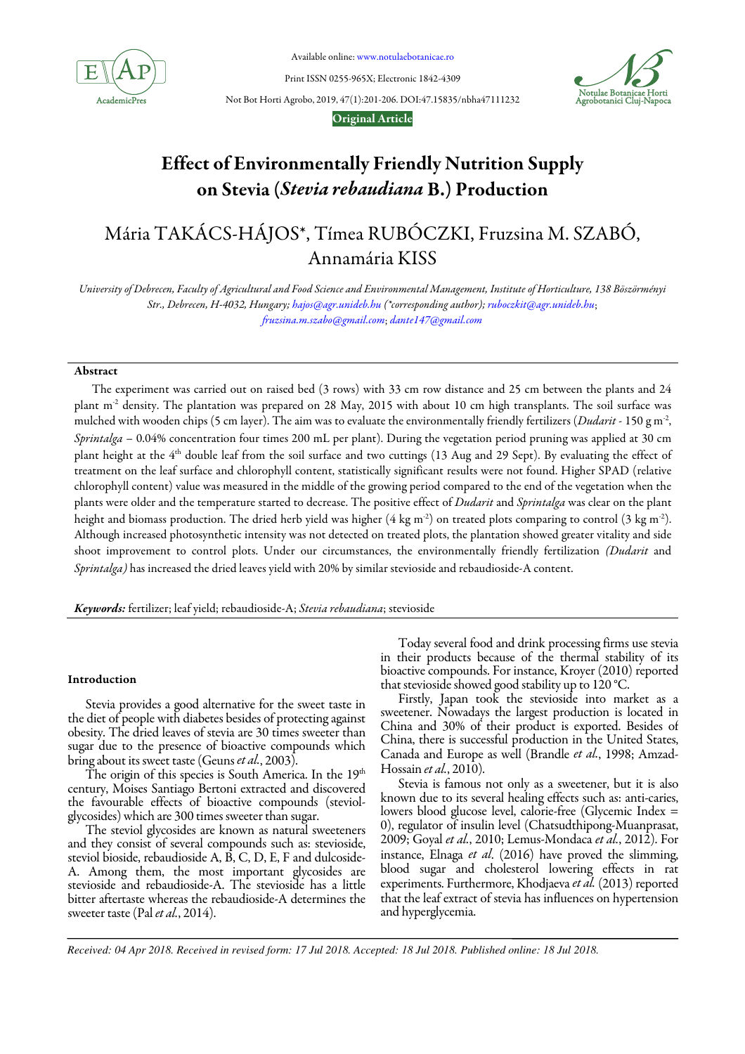Original Article

# Effect of Environmentally Friendly Nutrition Supply on Stevia (*Stevia rebaudiana* B.) Production

Mária TAKÁCS-HÁJOS*, Tímea RUBÓCZKI, Fruzsina M. SZABÓ, Annamária KISS

*University of Debrecen, Faculty of Agricultural and Food Science and Environmental Management, Institute of Horticulture, 138 Böszörményi Str., Debrecen, H-4032, Hungary; hajos@agr.unideb.hu (*corresponding author); ruboczkit@agr.unideb.hu; fruzsina.m.szabo@gmail.com; dante147@gmail.com*

## Abstract

The experiment was carried out on raised bed (3 rows) with 33 cm row distance and 25 cm between the plants and 24 plant $m^{-2}$ density. The plantation was prepared on 28 May, 2015 with about 10 cm high transplants. The soil surface was mulched with wooden chips (5 cm layer). The aim was to evaluate the environmentally friendly fertilizers (*Dudarit* - 150 g $m^{-2}$, *Sprintalga* – 0.04% concentration four times 200 mL per plant). During the vegetation period pruning was applied at 30 cm plant height at the 4th double leaf from the soil surface and two cuttings (13 Aug and 29 Sept). By evaluating the effect of treatment on the leaf surface and chlorophyll content, statistically significant results were not found. Higher SPAD (relative chlorophyll content) value was measured in the middle of the growing period compared to the end of the vegetation when the plants were older and the temperature started to decrease. The positive effect of *Dudarit* and *Sprintalga* was clear on the plant height and biomass production. The dried herb yield was higher (4 kg $m^{-2}$) on treated plots comparing to control (3 kg $m^{-2}$). Although increased photosynthetic intensity was not detected on treated plots, the plantation showed greater vitality and side shoot improvement to control plots. Under our circumstances, the environmentally friendly fertilization *(Dudarit* and *Sprintalga)* has increased the dried leaves yield with 20% by similar stevioside and rebaudioside-A content.

***Keywords:*** fertilizer; leaf yield; rebaudioside-A; *Stevia rebaudiana*; stevioside

## Introduction

Stevia provides a good alternative for the sweet taste in the diet of people with diabetes besides of protecting against obesity. The dried leaves of stevia are 30 times sweeter than sugar due to the presence of bioactive compounds which bring about its sweet taste (Geuns *et al.*, 2003).

The origin of this species is South America. In the 19th century, Moises Santiago Bertoni extracted and discovered the favourable effects of bioactive compounds (steviol-glycosides) which are 300 times sweeter than sugar.

The steviol glycosides are known as natural sweeteners and they consist of several compounds such as: stevioside, steviol bioside, rebaudioside A, B, C, D, E, F and dulcoside-A. Among them, the most important glycosides are stevioside and rebaudioside-A. The stevioside has a little bitter aftertaste whereas the rebaudioside-A determines the sweeter taste (Pal *et al.*, 2014).

Today several food and drink processing firms use stevia in their products because of the thermal stability of its bioactive compounds. For instance, Kroyer (2010) reported that stevioside showed good stability up to 120 °C.

Firstly, Japan took the stevioside into market as a sweetener. Nowadays the largest production is located in China and 30% of their product is exported. Besides of China, there is successful production in the United States, Canada and Europe as well (Brandle *et al.*, 1998; Amzad-Hossain *et al.*, 2010).

Stevia is famous not only as a sweetener, but it is also known due to its several healing effects such as: anti-caries, lowers blood glucose level, calorie-free (Glycemic Index = 0), regulator of insulin level (Chatsudthipong-Muanprasat, 2009; Goyal *et al.*, 2010; Lemus-Mondaca *et al.*, 2012). For instance, Elnaga *et al.* (2016) have proved the slimming, blood sugar and cholesterol lowering effects in rat experiments. Furthermore, Khodjaeva *et al.* (2013) reported that the leaf extract of stevia has influences on hypertension and hyperglycemia.

*Received: 04 Apr 2018. Received in revised form: 17 Jul 2018. Accepted: 18 Jul 2018. Published online: 18 Jul 2018.*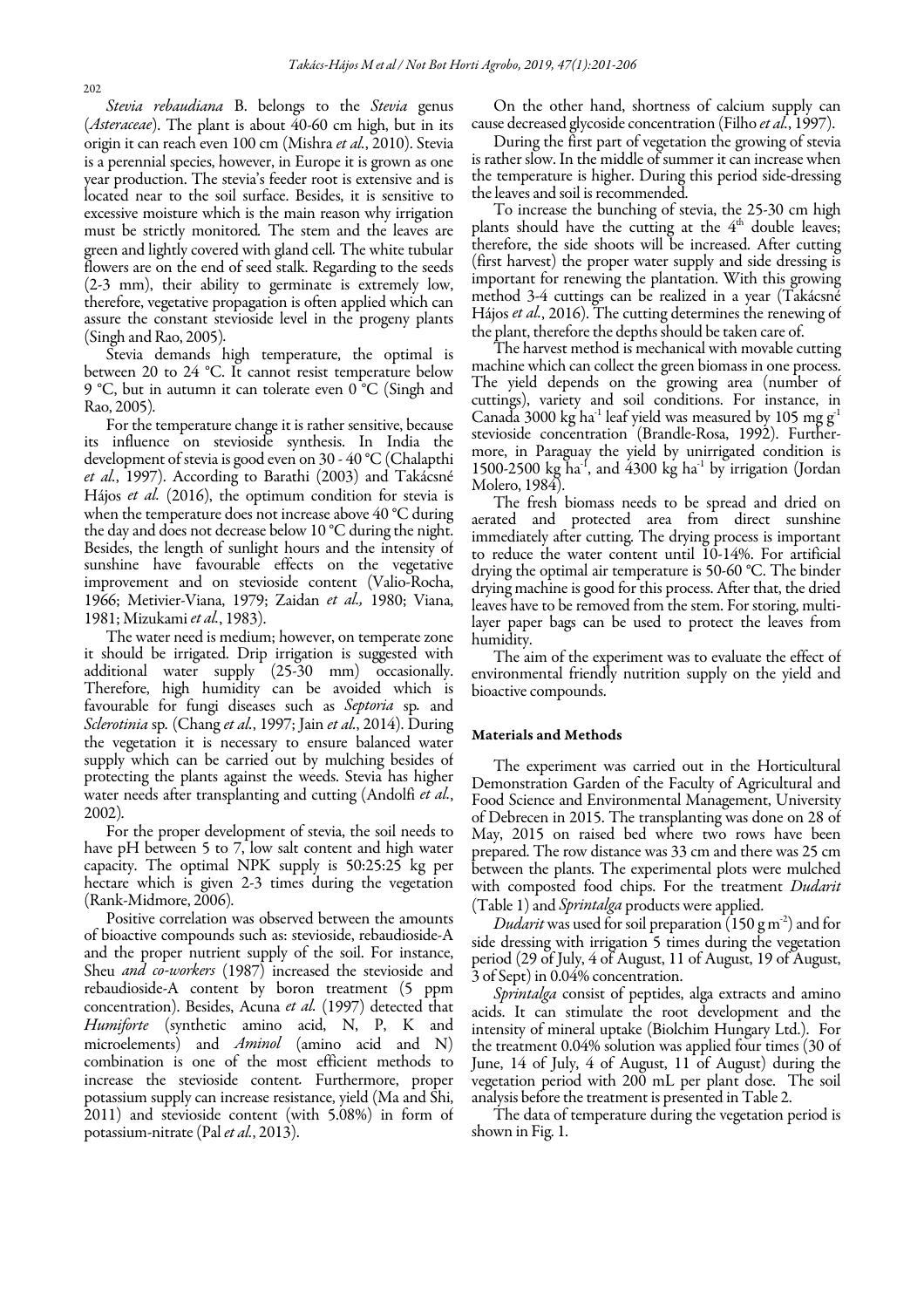*Stevia rebaudiana* B. belongs to the *Stevia* genus (*Asteraceae*). The plant is about 40-60 cm high, but in its origin it can reach even 100 cm (Mishra *et al.*, 2010). Stevia is a perennial species, however, in Europe it is grown as one year production. The stevia's feeder root is extensive and is located near to the soil surface. Besides, it is sensitive to excessive moisture which is the main reason why irrigation must be strictly monitored. The stem and the leaves are green and lightly covered with gland cell. The white tubular flowers are on the end of seed stalk. Regarding to the seeds (2-3 mm), their ability to germinate is extremely low, therefore, vegetative propagation is often applied which can assure the constant stevioside level in the progeny plants (Singh and Rao, 2005).

Stevia demands high temperature, the optimal is between 20 to 24 °C. It cannot resist temperature below 9 °C, but in autumn it can tolerate even 0 °C (Singh and Rao, 2005).

For the temperature change it is rather sensitive, because its influence on stevioside synthesis. In India the development of stevia is good even on 30 - 40 °C (Chalapthi *et al.*, 1997). According to Barathi (2003) and Takácsné Hájos *et al.* (2016), the optimum condition for stevia is when the temperature does not increase above 40 °C during the day and does not decrease below 10 °C during the night. Besides, the length of sunlight hours and the intensity of sunshine have favourable effects on the vegetative improvement and on stevioside content (Valio-Rocha, 1966; Metivier-Viana, 1979; Zaidan *et al.,* 1980; Viana, 1981; Mizukami *et al.*, 1983).

The water need is medium; however, on temperate zone it should be irrigated. Drip irrigation is suggested with additional water supply (25-30 mm) occasionally. Therefore, high humidity can be avoided which is favourable for fungi diseases such as *Septoria* sp. and *Sclerotinia* sp. (Chang *et al.*, 1997; Jain *et al.*, 2014). During the vegetation it is necessary to ensure balanced water supply which can be carried out by mulching besides of protecting the plants against the weeds. Stevia has higher water needs after transplanting and cutting (Andolfi *et al.*, 2002).

For the proper development of stevia, the soil needs to have pH between 5 to 7, low salt content and high water capacity. The optimal NPK supply is 50:25:25 kg per hectare which is given 2-3 times during the vegetation (Rank-Midmore, 2006).

Positive correlation was observed between the amounts of bioactive compounds such as: stevioside, rebaudioside-A and the proper nutrient supply of the soil. For instance, Sheu *and co-workers* (1987) increased the stevioside and rebaudioside-A content by boron treatment (5 ppm concentration). Besides, Acuna *et al.* (1997) detected that *Humiforte* (synthetic amino acid, N, P, K and microelements) and *Aminol* (amino acid and N) combination is one of the most efficient methods to increase the stevioside content. Furthermore, proper potassium supply can increase resistance, yield (Ma and Shi, 2011) and stevioside content (with 5.08%) in form of potassium-nitrate (Pal *et al.*, 2013).

On the other hand, shortness of calcium supply can cause decreased glycoside concentration (Filho *et al.*, 1997).

During the first part of vegetation the growing of stevia is rather slow. In the middle of summer it can increase when the temperature is higher. During this period side-dressing the leaves and soil is recommended.

To increase the bunching of stevia, the 25-30 cm high plants should have the cutting at the 4th double leaves; therefore, the side shoots will be increased. After cutting (first harvest) the proper water supply and side dressing is important for renewing the plantation. With this growing method 3-4 cuttings can be realized in a year (Takácsné Hájos *et al.*, 2016). The cutting determines the renewing of the plant, therefore the depths should be taken care of.

The harvest method is mechanical with movable cutting machine which can collect the green biomass in one process. The yield depends on the growing area (number of cuttings), variety and soil conditions. For instance, in Canada 3000 kg ha$^{-1}$ leaf yield was measured by 105 mg g$^{-1}$ stevioside concentration (Brandle-Rosa, 1992). Furthermore, in Paraguay the yield by unirrigated condition is 1500-2500 kg ha$^{-1}$, and 4300 kg ha$^{-1}$ by irrigation (Jordan Molero, 1984).

The fresh biomass needs to be spread and dried on aerated and protected area from direct sunshine immediately after cutting. The drying process is important to reduce the water content until 10-14%. For artificial drying the optimal air temperature is 50-60 °C. The binder drying machine is good for this process. After that, the dried leaves have to be removed from the stem. For storing, multi-layer paper bags can be used to protect the leaves from humidity.

The aim of the experiment was to evaluate the effect of environmental friendly nutrition supply on the yield and bioactive compounds.

## Materials and Methods

The experiment was carried out in the Horticultural Demonstration Garden of the Faculty of Agricultural and Food Science and Environmental Management, University of Debrecen in 2015. The transplanting was done on 28 of May, 2015 on raised bed where two rows have been prepared. The row distance was 33 cm and there was 25 cm between the plants. The experimental plots were mulched with composted food chips. For the treatment *Dudarit* (Table 1) and *Sprintalga* products were applied.

*Dudarit* was used for soil preparation (150 g m$^{-2}$) and for side dressing with irrigation 5 times during the vegetation period (29 of July, 4 of August, 11 of August, 19 of August, 3 of Sept) in 0.04% concentration.

*Sprintalga* consist of peptides, alga extracts and amino acids. It can stimulate the root development and the intensity of mineral uptake (Biolchim Hungary Ltd.). For the treatment 0.04% solution was applied four times (30 of June, 14 of July, 4 of August, 11 of August) during the vegetation period with 200 mL per plant dose. The soil analysis before the treatment is presented in Table 2.

The data of temperature during the vegetation period is shown in Fig. 1.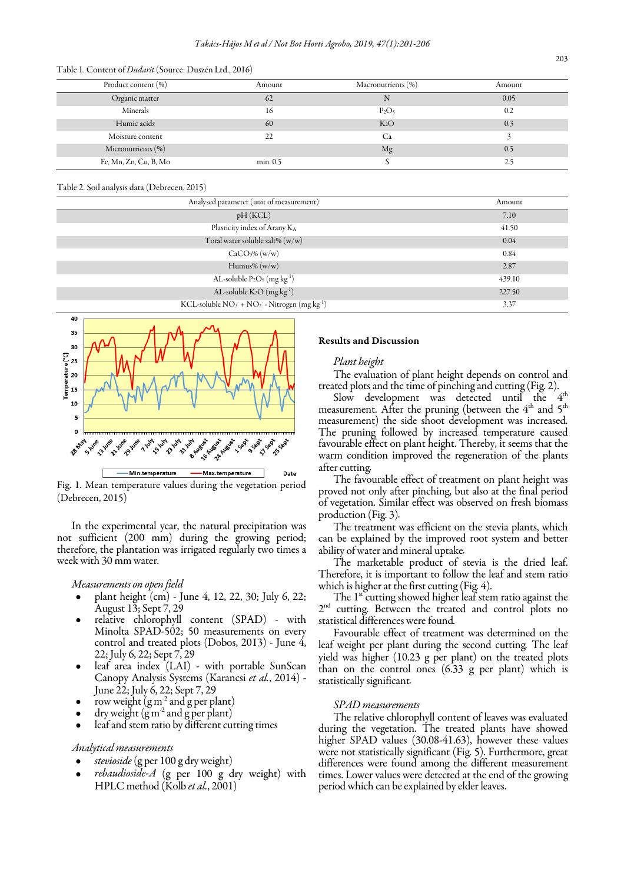Table 1. Content of *Dudarit* (Source: Duszén Ltd., 2016)

| Product content (%) | Amount | Macronutrients (%) | Amount |
|---|---|---|---|
| Organic matter | 62 | N | 0.05 |
| Minerals | 16 | $P_2O_5$ | 0.2 |
| Humic acids | 60 | $K_2O$ | 0.3 |
| Moisture content | 22 | Ca | 3 |
| Micronutrients (%) | | Mg | 0.5 |
| Fe, Mn, Zn, Cu, B, Mo | min. 0.5 | S | 2.5 |

Table 2. Soil analysis data (Debrecen, 2015)

| Analysed parameter (unit of measurement) | Amount |
|---|---|
| pH (KCL) | 7.10 |
| Plasticity index of Arany $K_A$ | 41.50 |
| Total water soluble salt% (w/w) | 0.04 |
| $CaCO_3$% (w/w) | 0.84 |
| Humus% (w/w) | 2.87 |
| AL-soluble $P_2O_5$ (mg $kg^{-1}$) | 439.10 |
| AL-soluble $K_2O$ (mg $kg^{-1}$) | 227.50 |
| KCL-soluble $NO_3^-$ + $NO_2^-$ - Nitrogen (mg $kg^{-1}$) | 3.37 |

Fig. 1. Mean temperature values during the vegetation period (Debrecen, 2015)

In the experimental year, the natural precipitation was not sufficient (200 mm) during the growing period; therefore, the plantation was irrigated regularly two times a week with 30 mm water.

*Measurements on open field*

- plant height (cm) - June 4, 12, 22, 30; July 6, 22; August 13; Sept 7, 29
- relative chlorophyll content (SPAD) - with Minolta SPAD-502; 50 measurements on every control and treated plots (Dobos, 2013) - June 4, 22; July 6, 22; Sept 7, 29
- leaf area index (LAI) - with portable SunScan Canopy Analysis Systems (Karancsi *et al.*, 2014) - June 22; July 6, 22; Sept 7, 29
- row weight (g $m^{-2}$ and g per plant)
- dry weight (g $m^{-2}$ and g per plant)
- leaf and stem ratio by different cutting times

*Analytical measurements*

- *stevioside* (g per 100 g dry weight)
- *rebaudioside-A* (g per 100 g dry weight) with HPLC method (Kolb *et al.*, 2001)

**Results and Discussion**

*Plant height*

The evaluation of plant height depends on control and treated plots and the time of pinching and cutting (Fig. 2).

Slow development was detected until the 4th measurement. After the pruning (between the 4th and 5th measurement) the side shoot development was increased. The pruning followed by increased temperature caused favourable effect on plant height. Thereby, it seems that the warm condition improved the regeneration of the plants after cutting.

The favourable effect of treatment on plant height was proved not only after pinching, but also at the final period of vegetation. Similar effect was observed on fresh biomass production (Fig. 3).

The treatment was efficient on the stevia plants, which can be explained by the improved root system and better ability of water and mineral uptake.

The marketable product of stevia is the dried leaf. Therefore, it is important to follow the leaf and stem ratio which is higher at the first cutting (Fig. 4).

The 1st cutting showed higher leaf stem ratio against the 2nd cutting. Between the treated and control plots no statistical differences were found.

Favourable effect of treatment was determined on the leaf weight per plant during the second cutting. The leaf yield was higher (10.23 g per plant) on the treated plots than on the control ones (6.33 g per plant) which is statistically significant.

*SPAD measurements*

The relative chlorophyll content of leaves was evaluated during the vegetation. The treated plants have showed higher SPAD values (30.08-41.63), however these values were not statistically significant (Fig. 5). Furthermore, great differences were found among the different measurement times. Lower values were detected at the end of the growing period which can be explained by elder leaves.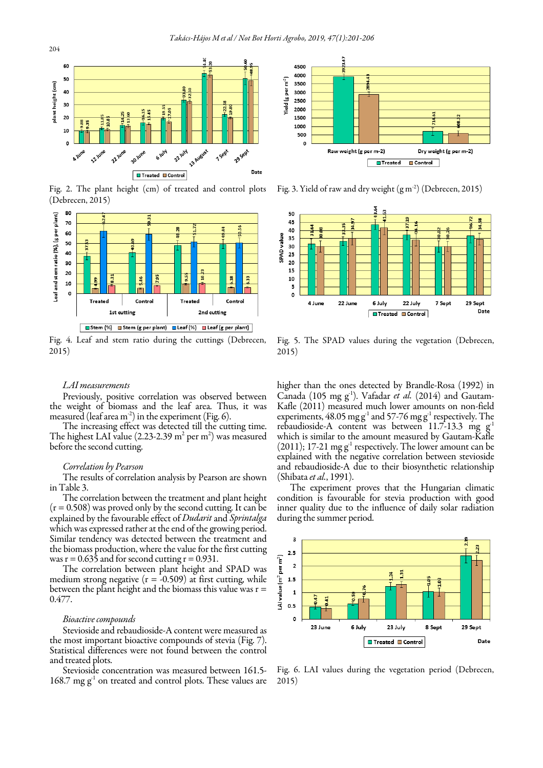Fig. 2. The plant height (cm) of treated and control plots (Debrecen, 2015)

Fig. 3. Yield of raw and dry weight (g m$^{-2}$) (Debrecen, 2015)

Fig. 4. Leaf and stem ratio during the cuttings (Debrecen, 2015)

Fig. 5. The SPAD values during the vegetation (Debrecen, 2015)

### *LAI measurements*

Previously, positive correlation was observed between the weight of biomass and the leaf area. Thus, it was measured (leaf area m$^{-2}$) in the experiment (Fig. 6).

The increasing effect was detected till the cutting time. The highest LAI value (2.23-2.39 m$^2$ per m$^2$) was measured before the second cutting.

### *Correlation by Pearson*

The results of correlation analysis by Pearson are shown in Table 3.

The correlation between the treatment and plant height ($r = 0.508$) was proved only by the second cutting. It can be explained by the favourable effect of *Dudarit* and *Sprintalga* which was expressed rather at the end of the growing period. Similar tendency was detected between the treatment and the biomass production, where the value for the first cutting was $r = 0.635$ and for second cutting $r = 0.931$.

The correlation between plant height and SPAD was medium strong negative ($r = -0.509$) at first cutting, while between the plant height and the biomass this value was $r = 0.477$.

### *Bioactive compounds*

Stevioside and rebaudioside-A content were measured as the most important bioactive compounds of stevia (Fig. 7). Statistical differences were not found between the control and treated plots.

Stevioside concentration was measured between 161.5-168.7 mg g$^{-1}$ on treated and control plots. These values are higher than the ones detected by Brandle-Rosa (1992) in Canada (105 mg g$^{-1}$). Vafadar *et al.* (2014) and Gautam-Kafle (2011) measured much lower amounts on non-field experiments, 48.05 mg g$^{-1}$ and 57-76 mg g$^{-1}$ respectively. The rebaudioside-A content was between 11.7-13.3 mg g$^{-1}$ which is similar to the amount measured by Gautam-Kafle (2011); 17-21 mg g$^{-1}$ respectively. The lower amount can be explained with the negative correlation between stevioside and rebaudioside-A due to their biosynthetic relationship (Shibata *et al.*, 1991).

The experiment proves that the Hungarian climatic condition is favourable for stevia production with good inner quality due to the influence of daily solar radiation during the summer period.

Fig. 6. LAI values during the vegetation period (Debrecen, 2015)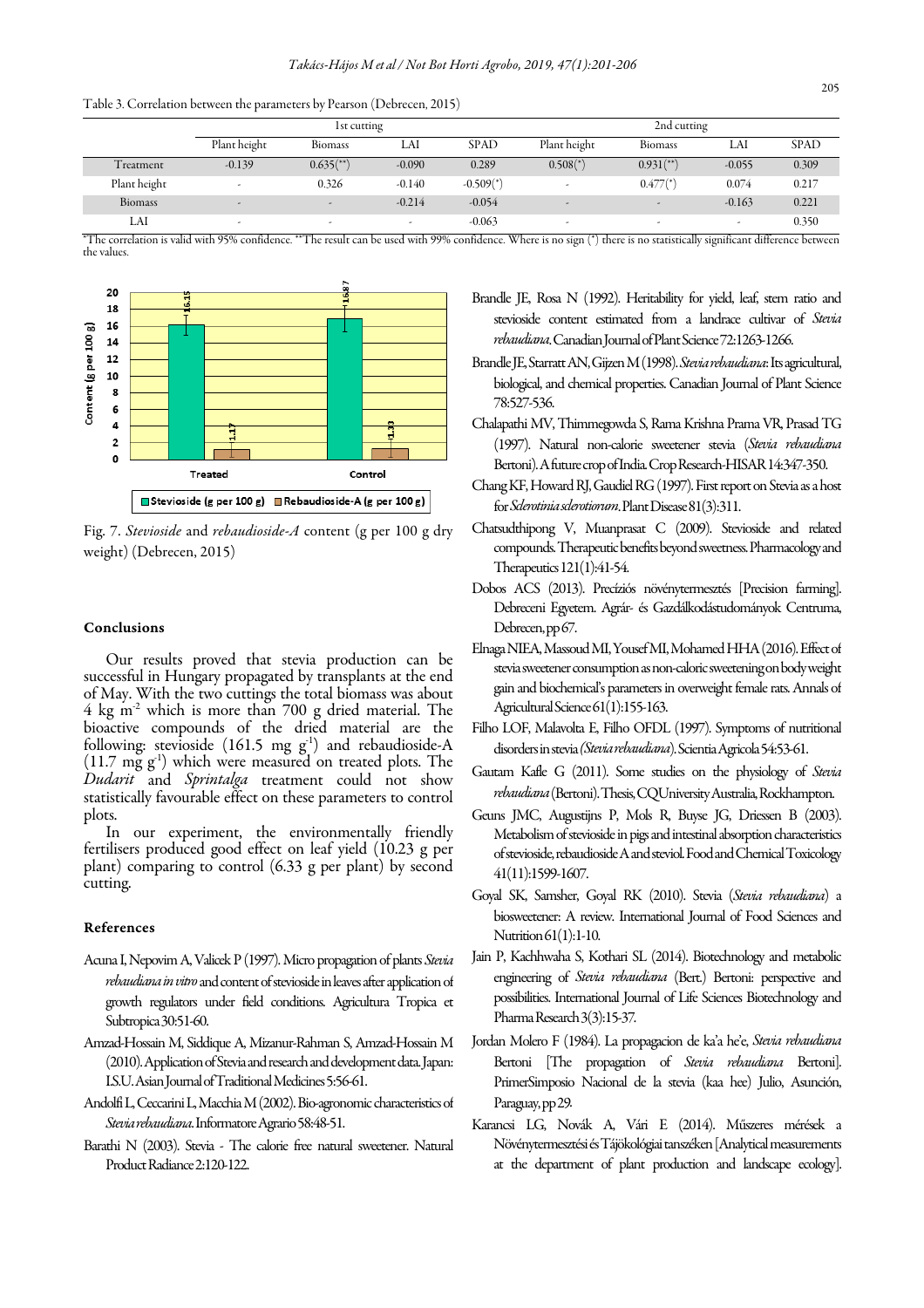Table 3. Correlation between the parameters by Pearson (Debrecen, 2015)

| | 1st cutting | | | | 2nd cutting | | | |
|---|---|---|---|---|---|---|---|---|
| | Plant height | Biomass | LAI | SPAD | Plant height | Biomass | LAI | SPAD |
| Treatment | -0.139 | 0.635(**) | -0.090 | 0.289 | 0.508(*) | 0.931(**) | -0.055 | 0.309 |
| Plant height | - | 0.326 | -0.140 | -0.509(*) | - | 0.477(*) | 0.074 | 0.217 |
| Biomass | - | - | -0.214 | -0.054 | - | - | -0.163 | 0.221 |
| LAI | - | - | - | -0.063 | - | - | - | 0.350 |

*The correlation is valid with 95% confidence. **The result can be used with 99% confidence. Where is no sign (*) there is no statistically significant difference between the values.

Fig. 7. *Stevioside* and *rebaudioside-A* content (g per 100 g dry weight) (Debrecen, 2015)

## Conclusions

Our results proved that stevia production can be successful in Hungary propagated by transplants at the end of May. With the two cuttings the total biomass was about 4 kg $m^{-2}$ which is more than 700 g dried material. The bioactive compounds of the dried material are the following: stevioside (161.5 mg $g^{-1}$) and rebaudioside-A (11.7 mg $g^{-1}$) which were measured on treated plots. The *Dudarit* and *Sprintalga* treatment could not show statistically favourable effect on these parameters to control plots.

In our experiment, the environmentally friendly fertilisers produced good effect on leaf yield (10.23 g per plant) comparing to control (6.33 g per plant) by second cutting.

## References

Acuna I, Nepovim A, Valicek P (1997). Micro propagation of plants *Stevia rebaudiana in vitro* and content of stevioside in leaves after application of growth regulators under field conditions. Agricultura Tropica et Subtropica 30:51-60.

Amzad-Hossain M, Siddique A, Mizanur-Rahman S, Amzad-Hossain M (2010). Application of Stevia and research and development data. Japan: I.S.U. Asian Journal of Traditional Medicines 5:56-61.

Andolfi L, Ceccarini L, Macchia M (2002). Bio-agronomic characteristics of *Stevia rebaudiana*. Informatore Agrario 58:48-51.

Barathi N (2003). Stevia - The calorie free natural sweetener. Natural Product Radiance 2:120-122.

Brandle JE, Rosa N (1992). Heritability for yield, leaf, stem ratio and stevioside content estimated from a landrace cultivar of *Stevia rebaudiana*. Canadian Journal of Plant Science 72:1263-1266.

Brandle JE, Starratt AN, Gijzen M (1998). *Stevia rebaudiana*: Its agricultural, biological, and chemical properties. Canadian Journal of Plant Science 78:527-536.

Chalapathi MV, Thimmegowda S, Rama Krishna Prama VR, Prasad TG (1997). Natural non-calorie sweetener stevia (*Stevia rebaudiana* Bertoni). A future crop of India. Crop Research-HISAR 14:347-350.

Chang KF, Howard RJ, Gaudiel RG (1997). First report on Stevia as a host for *Sclerotinia sclerotiorum*. Plant Disease 81(3):311.

Chatsudthipong V, Muanprasat C (2009). Stevioside and related compounds. Therapeutic benefits beyond sweetness. Pharmacology and Therapeutics 121(1):41-54.

Dobos ACS (2013). Precíziós növénytermesztés [Precision farming]. Debreceni Egyetem. Agrár- és Gazdálkodástudományok Centruma, Debrecen, pp 67.

Elnaga NIEA, Massoud MI, Yousef MI, Mohamed HHA (2016). Effect of stevia sweetener consumption as non-caloric sweetening on body weight gain and biochemical's parameters in overweight female rats. Annals of Agricultural Science 61(1):155-163.

Filho LOF, Malavolta E, Filho OFDL (1997). Symptoms of nutritional disorders in stevia *(Stevia rebaudiana)*. Scientia Agricola 54:53-61.

Gautam Kafle G (2011). Some studies on the physiology of *Stevia rebaudiana* (Bertoni). Thesis, CQUniversity Australia, Rockhampton.

Geuns JMC, Augustijns P, Mols R, Buyse JG, Driessen B (2003). Metabolism of stevioside in pigs and intestinal absorption characteristics of stevioside, rebaudioside A and steviol. Food and Chemical Toxicology 41(11):1599-1607.

Goyal SK, Samsher, Goyal RK (2010). Stevia (*Stevia rebaudiana*) a biosweetener: A review. International Journal of Food Sciences and Nutrition 61(1):1-10.

Jain P, Kachhwaha S, Kothari SL (2014). Biotechnology and metabolic engineering of *Stevia rebaudiana* (Bert.) Bertoni: perspective and possibilities. International Journal of Life Sciences Biotechnology and Pharma Research 3(3):15-37.

Jordan Molero F (1984). La propagacion de ka'a he'e, *Stevia rebaudiana* Bertoni [The propagation of *Stevia rebaudiana* Bertoni]. PrimerSimposio Nacional de la stevia (kaa hee) Julio, Asunción, Paraguay, pp 29.

Karancsi LG, Novák A, Vári E (2014). Műszeres mérések a Növénytermesztési és Tájökológiai tanszéken [Analytical measurements at the department of plant production and landscape ecology].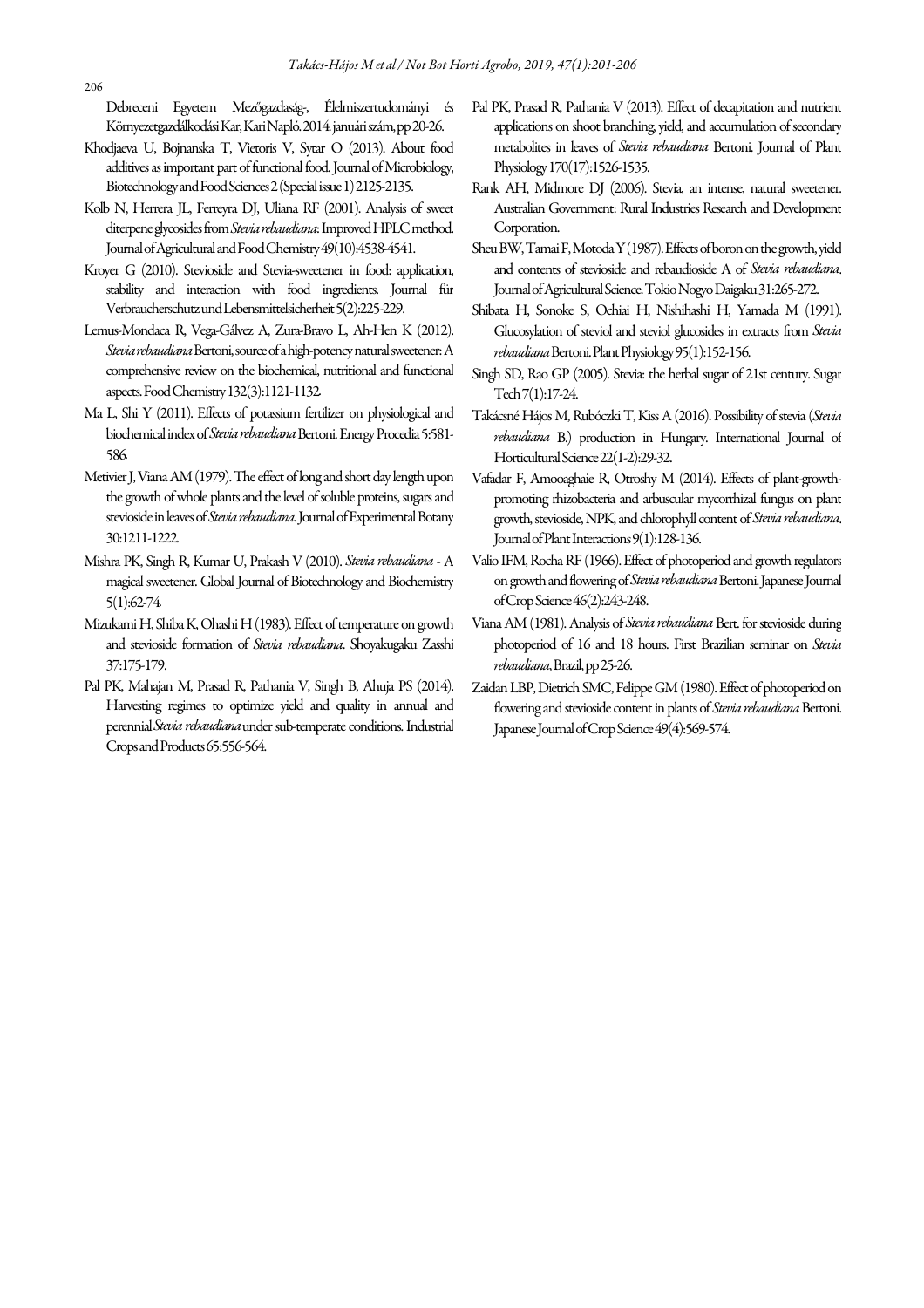Debreceni Egyetem Mezőgazdaság-, Élelmiszertudományi és Környezetgazdálkodási Kar, Kari Napló. 2014. januári szám, pp 20-26.

Khodjaeva U, Bojnanska T, Vietoris V, Sytar O (2013). About food additives as important part of functional food. Journal of Microbiology, Biotechnology and Food Sciences 2 (Special issue 1) 2125-2135.

Kolb N, Herrera JL, Ferreyra DJ, Uliana RF (2001). Analysis of sweet diterpene glycosides from *Stevia rebaudiana*: Improved HPLC method. Journal of Agricultural and Food Chemistry 49(10):4538-4541.

Kroyer G (2010). Stevioside and Stevia-sweetener in food: application, stability and interaction with food ingredients. Journal für Verbraucherschutz und Lebensmittelsicherheit 5(2):225-229.

Lemus-Mondaca R, Vega-Gálvez A, Zura-Bravo L, Ah-Hen K (2012). *Stevia rebaudiana* Bertoni, source of a high-potency natural sweetener: A comprehensive review on the biochemical, nutritional and functional aspects. Food Chemistry 132(3):1121-1132.

Ma L, Shi Y (2011). Effects of potassium fertilizer on physiological and biochemical index of *Stevia rebaudiana* Bertoni. Energy Procedia 5:581-586.

Metivier J, Viana AM (1979). The effect of long and short day length upon the growth of whole plants and the level of soluble proteins, sugars and stevioside in leaves of *Stevia rebaudiana*. Journal of Experimental Botany 30:1211-1222.

Mishra PK, Singh R, Kumar U, Prakash V (2010). *Stevia rebaudiana* - A magical sweetener. Global Journal of Biotechnology and Biochemistry 5(1):62-74.

Mizukami H, Shiba K, Ohashi H (1983). Effect of temperature on growth and stevioside formation of *Stevia rebaudiana*. Shoyakugaku Zasshi 37:175-179.

Pal PK, Mahajan M, Prasad R, Pathania V, Singh B, Ahuja PS (2014). Harvesting regimes to optimize yield and quality in annual and perennial *Stevia rebaudiana* under sub-temperate conditions. Industrial Crops and Products 65:556-564.

Pal PK, Prasad R, Pathania V (2013). Effect of decapitation and nutrient applications on shoot branching, yield, and accumulation of secondary metabolites in leaves of *Stevia rebaudiana* Bertoni. Journal of Plant Physiology 170(17):1526-1535.

Rank AH, Midmore DJ (2006). Stevia, an intense, natural sweetener. Australian Government: Rural Industries Research and Development Corporation.

Sheu BW, Tamai F, Motoda Y (1987). Effects of boron on the growth, yield and contents of stevioside and rebaudioside A of *Stevia rebaudiana*. Journal of Agricultural Science. Tokio Nogyo Daigaku 31:265-272.

Shibata H, Sonoke S, Ochiai H, Nishihashi H, Yamada M (1991). Glucosylation of steviol and steviol glucosides in extracts from *Stevia rebaudiana* Bertoni. Plant Physiology 95(1):152-156.

Singh SD, Rao GP (2005). Stevia: the herbal sugar of 21st century. Sugar Tech 7(1):17-24.

Takácsné Hájos M, Rubóczki T, Kiss A (2016). Possibility of stevia (*Stevia rebaudiana* B.) production in Hungary. International Journal of Horticultural Science 22(1-2):29-32.

Vafadar F, Amooaghaie R, Otroshy M (2014). Effects of plant-growth-promoting rhizobacteria and arbuscular mycorrhizal fungus on plant growth, stevioside, NPK, and chlorophyll content of *Stevia rebaudiana*. Journal of Plant Interactions 9(1):128-136.

Valio IFM, Rocha RF (1966). Effect of photoperiod and growth regulators on growth and flowering of *Stevia rebaudiana* Bertoni. Japanese Journal of Crop Science 46(2):243-248.

Viana AM (1981). Analysis of *Stevia rebaudiana* Bert. for stevioside during photoperiod of 16 and 18 hours. First Brazilian seminar on *Stevia rebaudiana*, Brazil, pp 25-26.

Zaidan LBP, Dietrich SMC, Felippe GM (1980). Effect of photoperiod on flowering and stevioside content in plants of *Stevia rebaudiana* Bertoni. Japanese Journal of Crop Science 49(4):569-574.